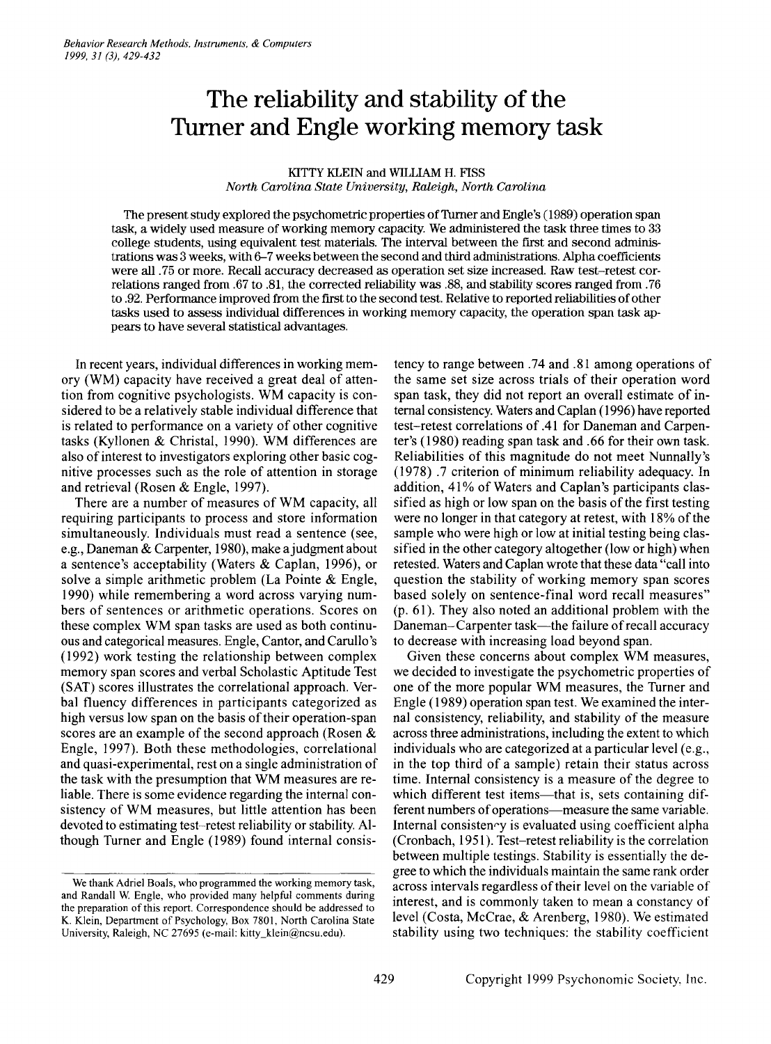# The reliability and stability of the Turner and Engle working memory task

KITTY KLEIN and WILLIAM H. FISS
*North Carolina State University, Raleigh, North Carolina*

The present study explored the psychometric properties of Turner and Engle's (1989) operation span task, a widely used measure of working memory capacity. We administered the task three times to 33 college students, using equivalent test materials. The interval between the first and second administrations was 3 weeks, with 6–7 weeks between the second and third administrations. Alpha coefficients were all .75 or more. Recall accuracy decreased as operation set size increased. Raw test–retest correlations ranged from .67 to .81, the corrected reliability was .88, and stability scores ranged from .76 to .92. Performance improved from the first to the second test. Relative to reported reliabilities of other tasks used to assess individual differences in working memory capacity, the operation span task appears to have several statistical advantages.

In recent years, individual differences in working memory (WM) capacity have received a great deal of attention from cognitive psychologists. WM capacity is considered to be a relatively stable individual difference that is related to performance on a variety of other cognitive tasks (Kyllonen & Christal, 1990). WM differences are also of interest to investigators exploring other basic cognitive processes such as the role of attention in storage and retrieval (Rosen & Engle, 1997).

There are a number of measures of WM capacity, all requiring participants to process and store information simultaneously. Individuals must read a sentence (see, e.g., Daneman & Carpenter, 1980), make a judgment about a sentence's acceptability (Waters & Caplan, 1996), or solve a simple arithmetic problem (La Pointe & Engle, 1990) while remembering a word across varying numbers of sentences or arithmetic operations. Scores on these complex WM span tasks are used as both continuous and categorical measures. Engle, Cantor, and Carullo's (1992) work testing the relationship between complex memory span scores and verbal Scholastic Aptitude Test (SAT) scores illustrates the correlational approach. Verbal fluency differences in participants categorized as high versus low span on the basis of their operation-span scores are an example of the second approach (Rosen & Engle, 1997). Both these methodologies, correlational and quasi-experimental, rest on a single administration of the task with the presumption that WM measures are reliable. There is some evidence regarding the internal consistency of WM measures, but little attention has been devoted to estimating test–retest reliability or stability. Although Turner and Engle (1989) found internal consistency to range between .74 and .81 among operations of the same set size across trials of their operation word span task, they did not report an overall estimate of internal consistency. Waters and Caplan (1996) have reported test–retest correlations of .41 for Daneman and Carpenter's (1980) reading span task and .66 for their own task. Reliabilities of this magnitude do not meet Nunnally's (1978) .7 criterion of minimum reliability adequacy. In addition, 41% of Waters and Caplan's participants classified as high or low span on the basis of the first testing were no longer in that category at retest, with 18% of the sample who were high or low at initial testing being classified in the other category altogether (low or high) when retested. Waters and Caplan wrote that these data "call into question the stability of working memory span scores based solely on sentence-final word recall measures" (p. 61). They also noted an additional problem with the Daneman–Carpenter task—the failure of recall accuracy to decrease with increasing load beyond span.

Given these concerns about complex WM measures, we decided to investigate the psychometric properties of one of the more popular WM measures, the Turner and Engle (1989) operation span test. We examined the internal consistency, reliability, and stability of the measure across three administrations, including the extent to which individuals who are categorized at a particular level (e.g., in the top third of a sample) retain their status across time. Internal consistency is a measure of the degree to which different test items—that is, sets containing different numbers of operations—measure the same variable. Internal consistency is evaluated using coefficient alpha (Cronbach, 1951). Test–retest reliability is the correlation between multiple testings. Stability is essentially the degree to which the individuals maintain the same rank order across intervals regardless of their level on the variable of interest, and is commonly taken to mean a constancy of level (Costa, McCrae, & Arenberg, 1980). We estimated stability using two techniques: the stability coefficient

We thank Adriel Boals, who programmed the working memory task, and Randall W. Engle, who provided many helpful comments during the preparation of this report. Correspondence should be addressed to K. Klein, Department of Psychology, Box 7801, North Carolina State University, Raleigh, NC 27695 (e-mail: kitty_klein@ncsu.edu).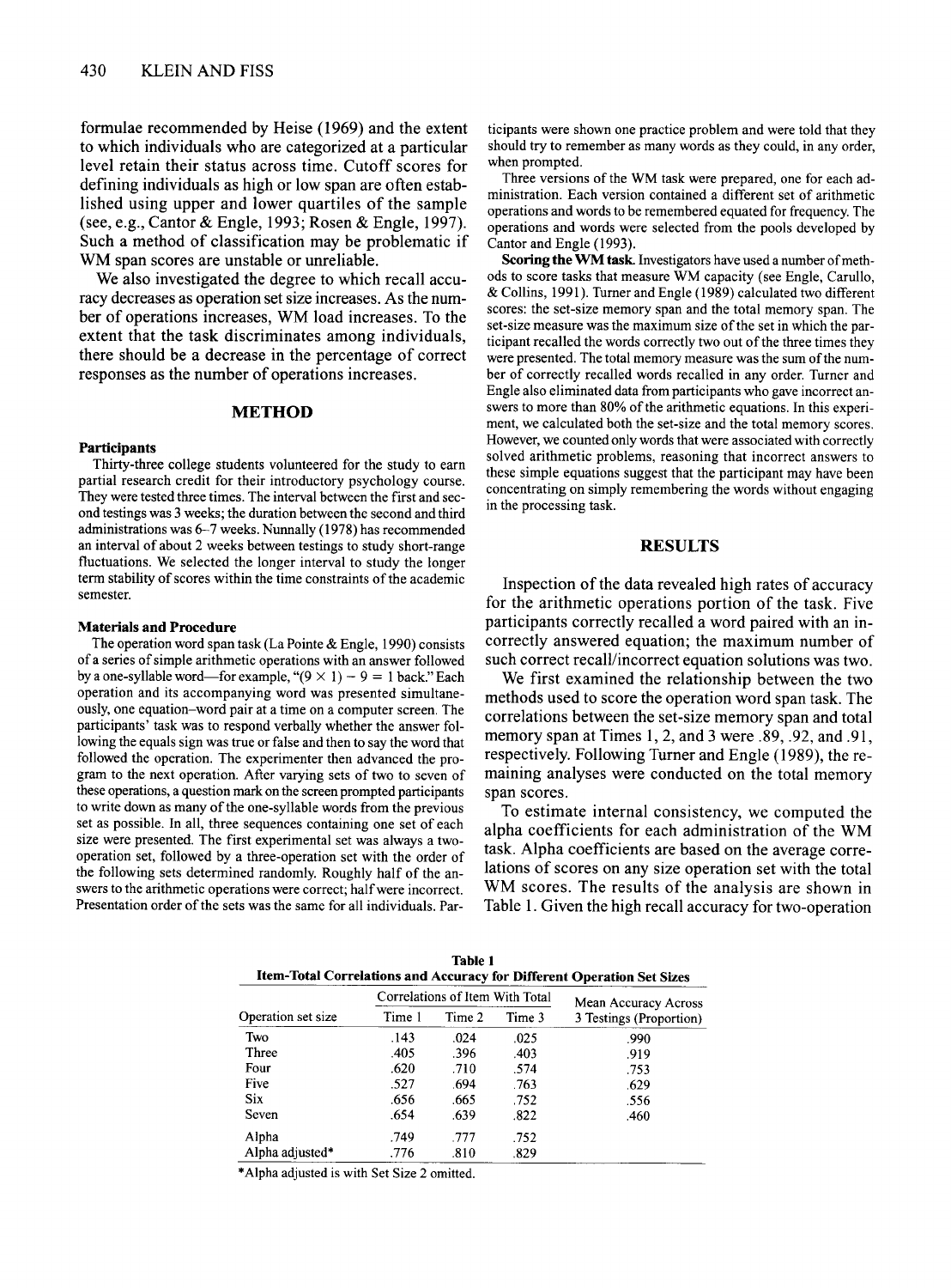formulae recommended by Heise (1969) and the extent to which individuals who are categorized at a particular level retain their status across time. Cutoff scores for defining individuals as high or low span are often established using upper and lower quartiles of the sample (see, e.g., Cantor & Engle, 1993; Rosen & Engle, 1997). Such a method of classification may be problematic if WM span scores are unstable or unreliable.

We also investigated the degree to which recall accuracy decreases as operation set size increases. As the number of operations increases, WM load increases. To the extent that the task discriminates among individuals, there should be a decrease in the percentage of correct responses as the number of operations increases.

## METHOD

### Participants

Thirty-three college students volunteered for the study to earn partial research credit for their introductory psychology course. They were tested three times. The interval between the first and second testings was 3 weeks; the duration between the second and third administrations was 6–7 weeks. Nunnally (1978) has recommended an interval of about 2 weeks between testings to study short-range fluctuations. We selected the longer interval to study the longer term stability of scores within the time constraints of the academic semester.

### Materials and Procedure

The operation word span task (La Pointe & Engle, 1990) consists of a series of simple arithmetic operations with an answer followed by a one-syllable word—for example, "(9 × 1) − 9 = 1 back." Each operation and its accompanying word was presented simultaneously, one equation–word pair at a time on a computer screen. The participants' task was to respond verbally whether the answer following the equals sign was true or false and then to say the word that followed the operation. The experimenter then advanced the program to the next operation. After varying sets of two to seven of these operations, a question mark on the screen prompted participants to write down as many of the one-syllable words from the previous set as possible. In all, three sequences containing one set of each size were presented. The first experimental set was always a two-operation set, followed by a three-operation set with the order of the following sets determined randomly. Roughly half of the answers to the arithmetic operations were correct; half were incorrect. Presentation order of the sets was the same for all individuals. Participants were shown one practice problem and were told that they should try to remember as many words as they could, in any order, when prompted.

Three versions of the WM task were prepared, one for each administration. Each version contained a different set of arithmetic operations and words to be remembered equated for frequency. The operations and words were selected from the pools developed by Cantor and Engle (1993).

**Scoring the WM task.** Investigators have used a number of methods to score tasks that measure WM capacity (see Engle, Carullo, & Collins, 1991). Turner and Engle (1989) calculated two different scores: the set-size memory span and the total memory span. The set-size measure was the maximum size of the set in which the participant recalled the words correctly two out of the three times they were presented. The total memory measure was the sum of the number of correctly recalled words recalled in any order. Turner and Engle also eliminated data from participants who gave incorrect answers to more than 80% of the arithmetic equations. In this experiment, we calculated both the set-size and the total memory scores. However, we counted only words that were associated with correctly solved arithmetic problems, reasoning that incorrect answers to these simple equations suggest that the participant may have been concentrating on simply remembering the words without engaging in the processing task.

## RESULTS

Inspection of the data revealed high rates of accuracy for the arithmetic operations portion of the task. Five participants correctly recalled a word paired with an incorrectly answered equation; the maximum number of such correct recall/incorrect equation solutions was two.

We first examined the relationship between the two methods used to score the operation word span task. The correlations between the set-size memory span and total memory span at Times 1, 2, and 3 were .89, .92, and .91, respectively. Following Turner and Engle (1989), the remaining analyses were conducted on the total memory span scores.

To estimate internal consistency, we computed the alpha coefficients for each administration of the WM task. Alpha coefficients are based on the average correlations of scores on any size operation set with the total WM scores. The results of the analysis are shown in Table 1. Given the high recall accuracy for two-operation

**Table 1**
**Item-Total Correlations and Accuracy for Different Operation Set Sizes**

| Operation set size | Correlations of Item With Total | | | Mean Accuracy Across 3 Testings (Proportion) |
|---|---|---|---|---|
| | Time 1 | Time 2 | Time 3 | |
| Two | .143 | .024 | .025 | .990 |
| Three | .405 | .396 | .403 | .919 |
| Four | .620 | .710 | .574 | .753 |
| Five | .527 | .694 | .763 | .629 |
| Six | .656 | .665 | .752 | .556 |
| Seven | .654 | .639 | .822 | .460 |
| Alpha | .749 | .777 | .752 | |
| Alpha adjusted* | .776 | .810 | .829 | |

*Alpha adjusted is with Set Size 2 omitted.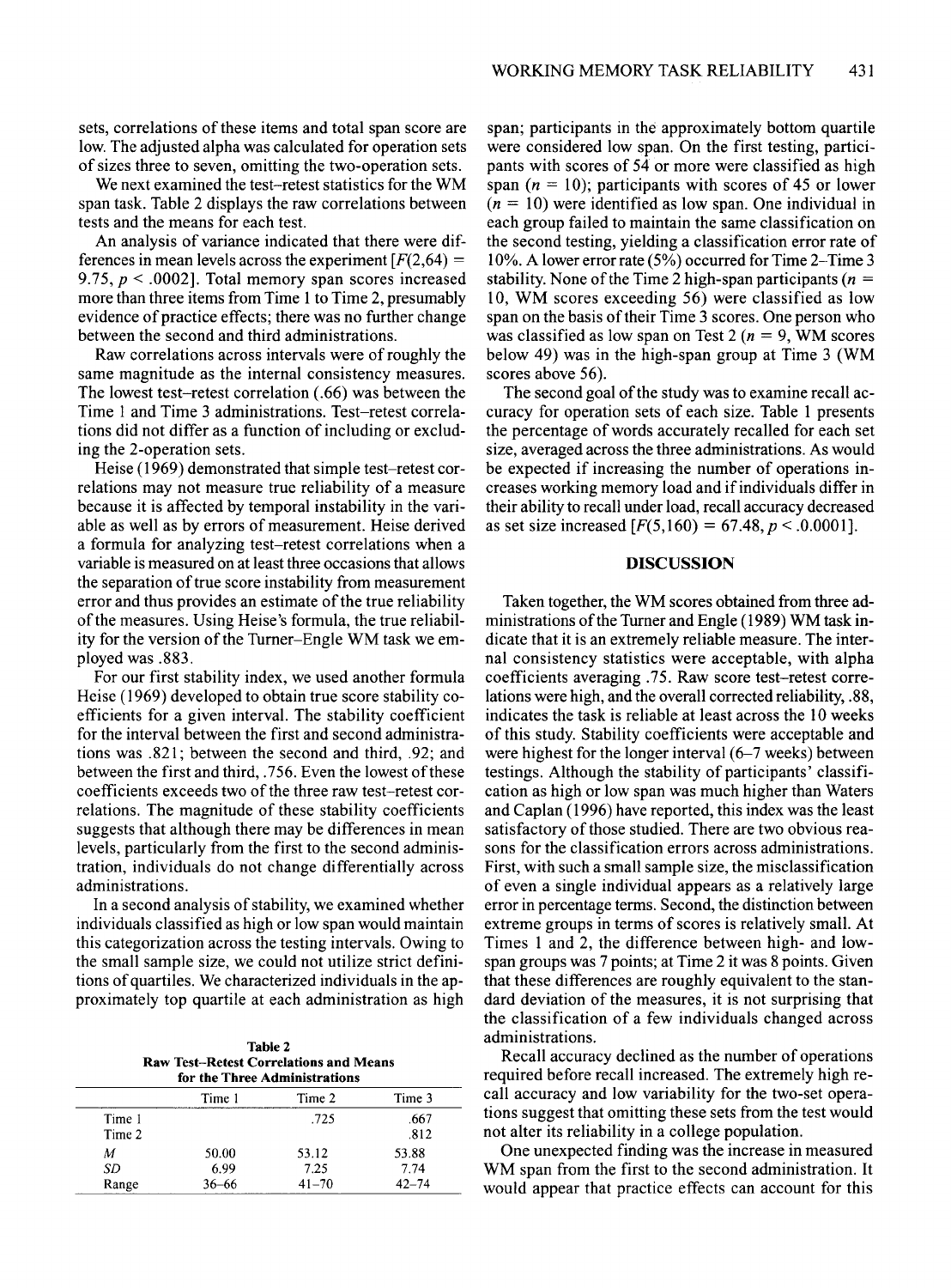sets, correlations of these items and total span score are low. The adjusted alpha was calculated for operation sets of sizes three to seven, omitting the two-operation sets.

We next examined the test–retest statistics for the WM span task. Table 2 displays the raw correlations between tests and the means for each test.

An analysis of variance indicated that there were differences in mean levels across the experiment [$F(2,64) = 9.75$, $p < .0002$]. Total memory span scores increased more than three items from Time 1 to Time 2, presumably evidence of practice effects; there was no further change between the second and third administrations.

Raw correlations across intervals were of roughly the same magnitude as the internal consistency measures. The lowest test–retest correlation (.66) was between the Time 1 and Time 3 administrations. Test–retest correlations did not differ as a function of including or excluding the 2-operation sets.

Heise (1969) demonstrated that simple test–retest correlations may not measure true reliability of a measure because it is affected by temporal instability in the variable as well as by errors of measurement. Heise derived a formula for analyzing test–retest correlations when a variable is measured on at least three occasions that allows the separation of true score instability from measurement error and thus provides an estimate of the true reliability of the measures. Using Heise's formula, the true reliability for the version of the Turner–Engle WM task we employed was .883.

For our first stability index, we used another formula Heise (1969) developed to obtain true score stability coefficients for a given interval. The stability coefficient for the interval between the first and second administrations was .821; between the second and third, .92; and between the first and third, .756. Even the lowest of these coefficients exceeds two of the three raw test–retest correlations. The magnitude of these stability coefficients suggests that although there may be differences in mean levels, particularly from the first to the second administration, individuals do not change differentially across administrations.

In a second analysis of stability, we examined whether individuals classified as high or low span would maintain this categorization across the testing intervals. Owing to the small sample size, we could not utilize strict definitions of quartiles. We characterized individuals in the approximately top quartile at each administration as high span; participants in the approximately bottom quartile were considered low span. On the first testing, participants with scores of 54 or more were classified as high span ($n = 10$); participants with scores of 45 or lower ($n = 10$) were identified as low span. One individual in each group failed to maintain the same classification on the second testing, yielding a classification error rate of 10%. A lower error rate (5%) occurred for Time 2–Time 3 stability. None of the Time 2 high-span participants ($n = 10$, WM scores exceeding 56) were classified as low span on the basis of their Time 3 scores. One person who was classified as low span on Test 2 ($n = 9$, WM scores below 49) was in the high-span group at Time 3 (WM scores above 56).

The second goal of the study was to examine recall accuracy for operation sets of each size. Table 1 presents the percentage of words accurately recalled for each set size, averaged across the three administrations. As would be expected if increasing the number of operations increases working memory load and if individuals differ in their ability to recall under load, recall accuracy decreased as set size increased [$F(5,160) = 67.48$, $p < .0001$].

**Table 2**
**Raw Test–Retest Correlations and Means for the Three Administrations**

| | Time 1 | Time 2 | Time 3 |
|---|---|---|---|
| Time 1 | | .725 | .667 |
| Time 2 | | | .812 |
| *M* | 50.00 | 53.12 | 53.88 |
| *SD* | 6.99 | 7.25 | 7.74 |
| Range | 36–66 | 41–70 | 42–74 |

## DISCUSSION

Taken together, the WM scores obtained from three administrations of the Turner and Engle (1989) WM task indicate that it is an extremely reliable measure. The internal consistency statistics were acceptable, with alpha coefficients averaging .75. Raw score test–retest correlations were high, and the overall corrected reliability, .88, indicates the task is reliable at least across the 10 weeks of this study. Stability coefficients were acceptable and were highest for the longer interval (6–7 weeks) between testings. Although the stability of participants' classification as high or low span was much higher than Waters and Caplan (1996) have reported, this index was the least satisfactory of those studied. There are two obvious reasons for the classification errors across administrations. First, with such a small sample size, the misclassification of even a single individual appears as a relatively large error in percentage terms. Second, the distinction between extreme groups in terms of scores is relatively small. At Times 1 and 2, the difference between high- and low-span groups was 7 points; at Time 2 it was 8 points. Given that these differences are roughly equivalent to the standard deviation of the measures, it is not surprising that the classification of a few individuals changed across administrations.

Recall accuracy declined as the number of operations required before recall increased. The extremely high recall accuracy and low variability for the two-set operations suggest that omitting these sets from the test would not alter its reliability in a college population.

One unexpected finding was the increase in measured WM span from the first to the second administration. It would appear that practice effects can account for this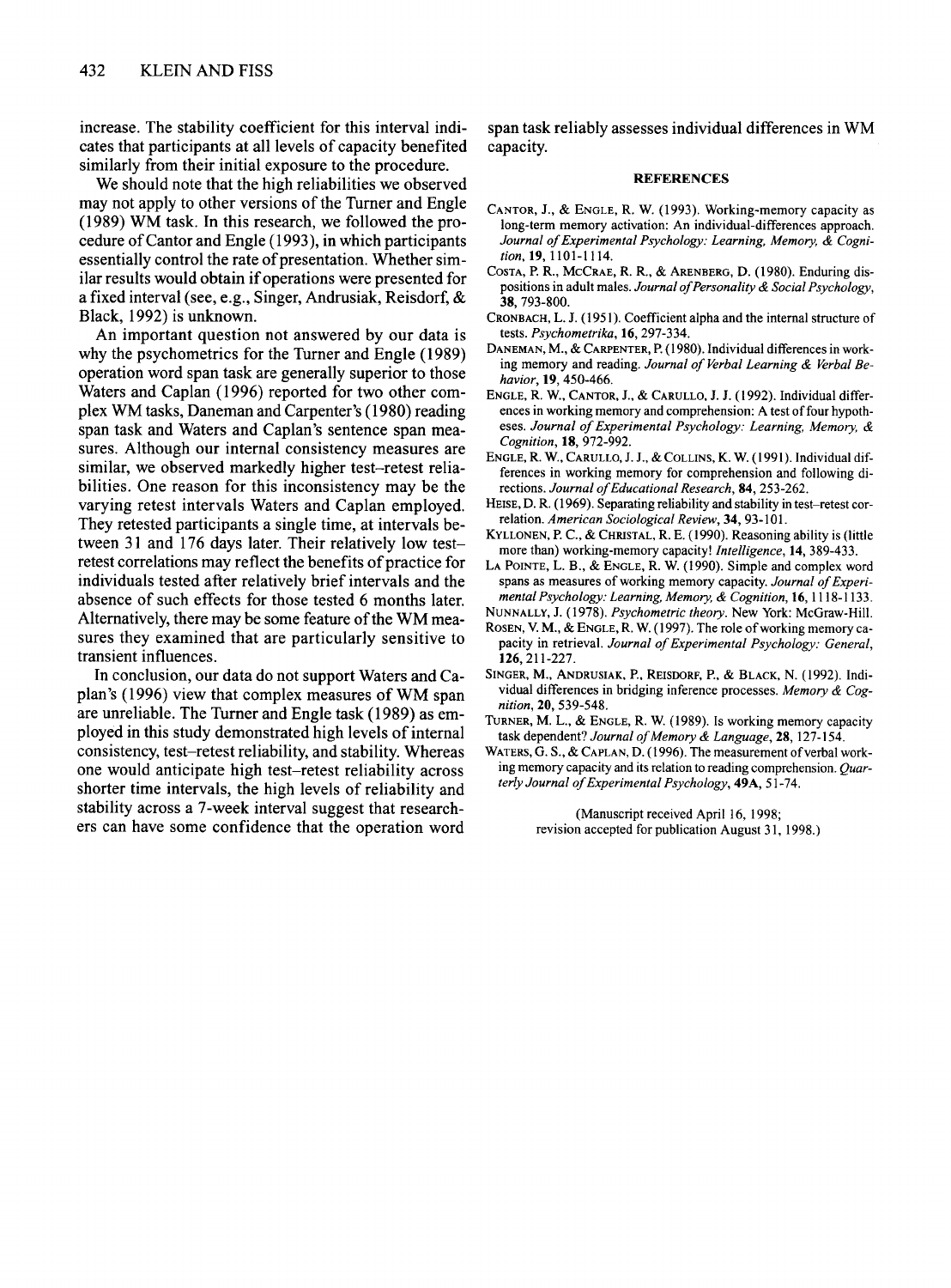increase. The stability coefficient for this interval indicates that participants at all levels of capacity benefited similarly from their initial exposure to the procedure.

We should note that the high reliabilities we observed may not apply to other versions of the Turner and Engle (1989) WM task. In this research, we followed the procedure of Cantor and Engle (1993), in which participants essentially control the rate of presentation. Whether similar results would obtain if operations were presented for a fixed interval (see, e.g., Singer, Andrusiak, Reisdorf, & Black, 1992) is unknown.

An important question not answered by our data is why the psychometrics for the Turner and Engle (1989) operation word span task are generally superior to those Waters and Caplan (1996) reported for two other complex WM tasks, Daneman and Carpenter's (1980) reading span task and Waters and Caplan's sentence span measures. Although our internal consistency measures are similar, we observed markedly higher test–retest reliabilities. One reason for this inconsistency may be the varying retest intervals Waters and Caplan employed. They retested participants a single time, at intervals between 31 and 176 days later. Their relatively low test–retest correlations may reflect the benefits of practice for individuals tested after relatively brief intervals and the absence of such effects for those tested 6 months later. Alternatively, there may be some feature of the WM measures they examined that are particularly sensitive to transient influences.

In conclusion, our data do not support Waters and Caplan's (1996) view that complex measures of WM span are unreliable. The Turner and Engle task (1989) as employed in this study demonstrated high levels of internal consistency, test–retest reliability, and stability. Whereas one would anticipate high test–retest reliability across shorter time intervals, the high levels of reliability and stability across a 7-week interval suggest that researchers can have some confidence that the operation word span task reliably assesses individual differences in WM capacity.

## REFERENCES

Cantor, J., & Engle, R. W. (1993). Working-memory capacity as long-term memory activation: An individual-differences approach. *Journal of Experimental Psychology: Learning, Memory, & Cognition*, **19**, 1101-1114.

Costa, P. R., McCrae, R. R., & Arenberg, D. (1980). Enduring dispositions in adult males. *Journal of Personality & Social Psychology*, **38**, 793-800.

Cronbach, L. J. (1951). Coefficient alpha and the internal structure of tests. *Psychometrika*, **16**, 297-334.

Daneman, M., & Carpenter, P. (1980). Individual differences in working memory and reading. *Journal of Verbal Learning & Verbal Behavior*, **19**, 450-466.

Engle, R. W., Cantor, J., & Carullo, J. J. (1992). Individual differences in working memory and comprehension: A test of four hypotheses. *Journal of Experimental Psychology: Learning, Memory, & Cognition*, **18**, 972-992.

Engle, R. W., Carullo, J. J., & Collins, K. W. (1991). Individual differences in working memory for comprehension and following directions. *Journal of Educational Research*, **84**, 253-262.

Heise, D. R. (1969). Separating reliability and stability in test–retest correlation. *American Sociological Review*, **34**, 93-101.

Kyllonen, P. C., & Christal, R. E. (1990). Reasoning ability is (little more than) working-memory capacity! *Intelligence*, **14**, 389-433.

La Pointe, L. B., & Engle, R. W. (1990). Simple and complex word spans as measures of working memory capacity. *Journal of Experimental Psychology: Learning, Memory, & Cognition*, **16**, 1118-1133.

Nunnally, J. (1978). *Psychometric theory*. New York: McGraw-Hill.

Rosen, V. M., & Engle, R. W. (1997). The role of working memory capacity in retrieval. *Journal of Experimental Psychology: General*, **126**, 211-227.

Singer, M., Andrusiak, P., Reisdorf, P., & Black, N. (1992). Individual differences in bridging inference processes. *Memory & Cognition*, **20**, 539-548.

Turner, M. L., & Engle, R. W. (1989). Is working memory capacity task dependent? *Journal of Memory & Language*, **28**, 127-154.

Waters, G. S., & Caplan, D. (1996). The measurement of verbal working memory capacity and its relation to reading comprehension. *Quarterly Journal of Experimental Psychology*, **49A**, 51-74.

(Manuscript received April 16, 1998;
revision accepted for publication August 31, 1998.)